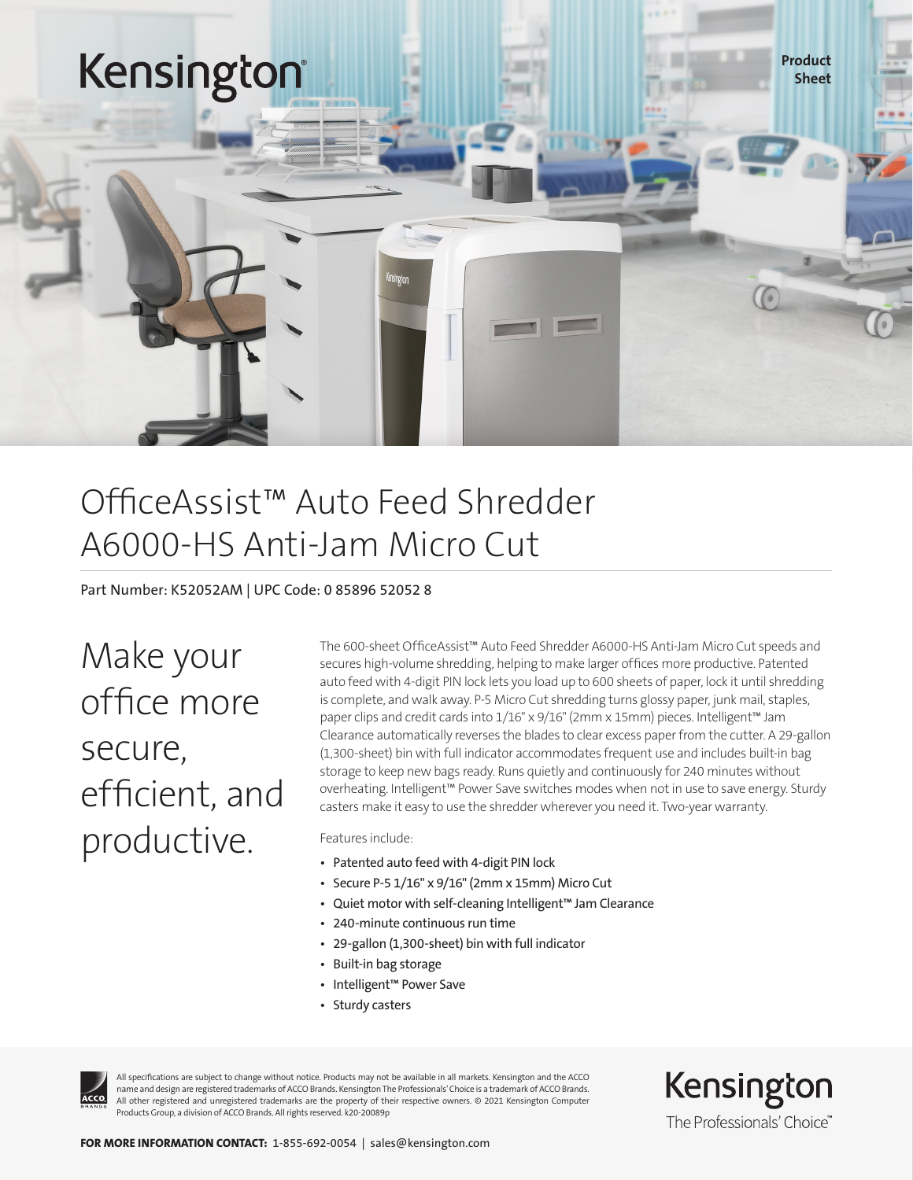Kensington

Product Sheet

# OfficeAssist™ Auto Feed Shredder A6000-HS Anti-Jam Micro Cut

Part Number: K52052AM | UPC Code: 0 85896 52052 8

## Make your office more secure, efficient, and productive.

The 600-sheet OfficeAssist™ Auto Feed Shredder A6000-HS Anti-Jam Micro Cut speeds and secures high-volume shredding, helping to make larger offices more productive. Patented auto feed with 4-digit PIN lock lets you load up to 600 sheets of paper, lock it until shredding is complete, and walk away. P-5 Micro Cut shredding turns glossy paper, junk mail, staples, paper clips and credit cards into 1/16" x 9/16" (2mm x 15mm) pieces. Intelligent™ Jam Clearance automatically reverses the blades to clear excess paper from the cutter. A 29-gallon (1,300-sheet) bin with full indicator accommodates frequent use and includes built-in bag storage to keep new bags ready. Runs quietly and continuously for 240 minutes without overheating. Intelligent™ Power Save switches modes when not in use to save energy. Sturdy casters make it easy to use the shredder wherever you need it. Two-year warranty.

Features include:

- Patented auto feed with 4-digit PIN lock
- Secure P-5 1/16" x 9/16" (2mm x 15mm) Micro Cut
- Quiet motor with self-cleaning Intelligent™ Jam Clearance
- 240-minute continuous run time
- 29-gallon (1,300-sheet) bin with full indicator
- Built-in bag storage
- Intelligent™ Power Save
- Sturdy casters

All specifications are subject to change without notice. Products may not be available in all markets. Kensington and the ACCO name and design are registered trademarks of ACCO Brands. Kensington The Professionals' Choice is a trademark of ACCO Brands. All other registered and unregistered trademarks are the property of their respective owners. © 2021 Kensington Computer Products Group, a division of ACCO Brands. All rights reserved. k20-20089p

Kensington
The Professionals' Choice™

**FOR MORE INFORMATION CONTACT:** 1-855-692-0054 | sales@kensington.com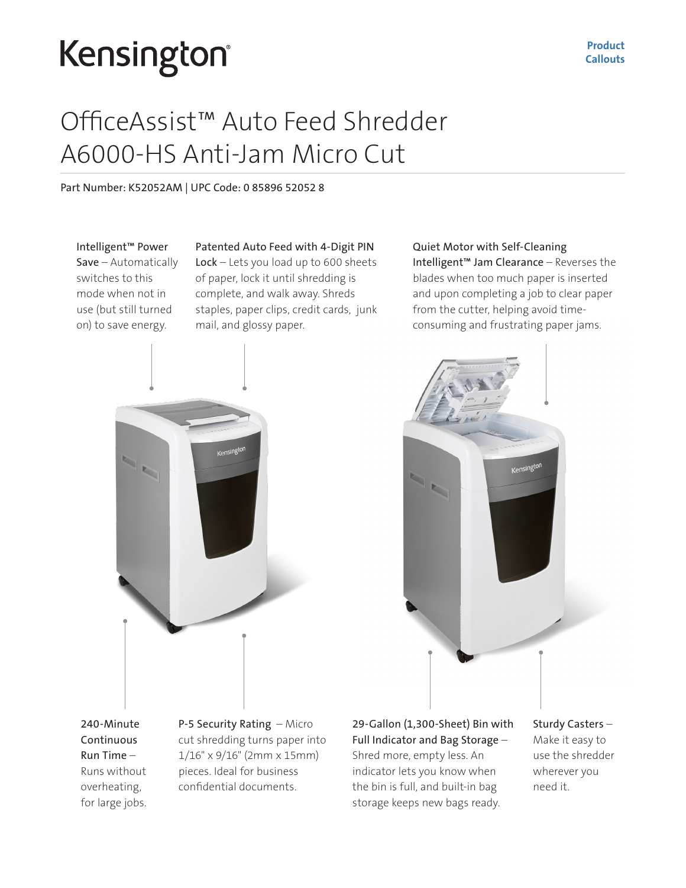Kensington

**Product Callouts**

# OfficeAssist™ Auto Feed Shredder A6000-HS Anti-Jam Micro Cut

Part Number: K52052AM | UPC Code: 0 85896 52052 8

**Intelligent™ Power Save** – Automatically switches to this mode when not in use (but still turned on) to save energy.

**Patented Auto Feed with 4-Digit PIN Lock** – Lets you load up to 600 sheets of paper, lock it until shredding is complete, and walk away. Shreds staples, paper clips, credit cards, junk mail, and glossy paper.

**Quiet Motor with Self-Cleaning Intelligent™ Jam Clearance** – Reverses the blades when too much paper is inserted and upon completing a job to clear paper from the cutter, helping avoid time-consuming and frustrating paper jams.

**240-Minute Continuous Run Time** – Runs without overheating, for large jobs.

**P-5 Security Rating** – Micro cut shredding turns paper into 1/16" x 9/16" (2mm x 15mm) pieces. Ideal for business confidential documents.

**29-Gallon (1,300-Sheet) Bin with Full Indicator and Bag Storage** – Shred more, empty less. An indicator lets you know when the bin is full, and built-in bag storage keeps new bags ready.

**Sturdy Casters** – Make it easy to use the shredder wherever you need it.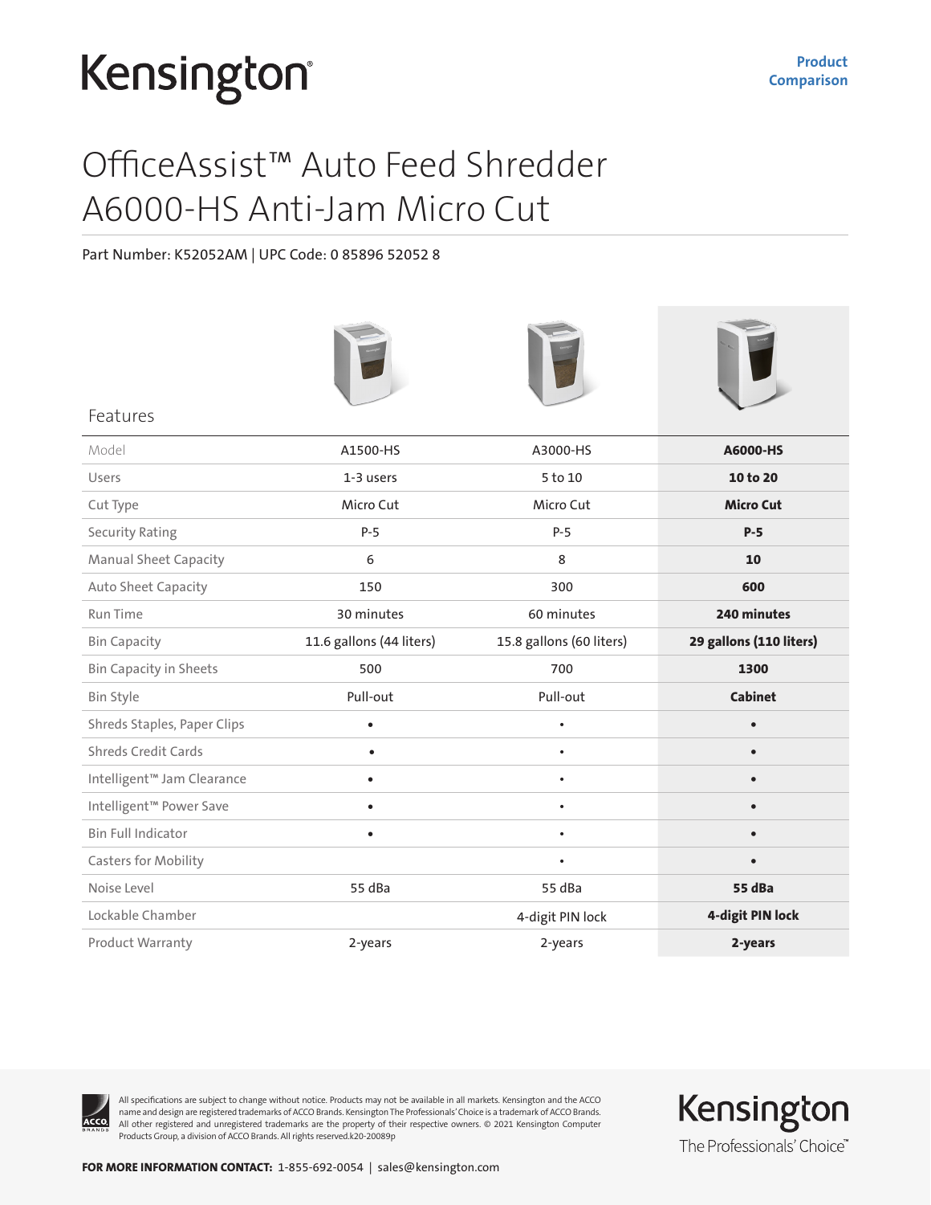Kensington

**Product Comparison**

# OfficeAssist™ Auto Feed Shredder A6000-HS Anti-Jam Micro Cut

Part Number: K52052AM | UPC Code: 0 85896 52052 8

| Features | | | |
|---|---|---|---|
| Model | A1500-HS | A3000-HS | **A6000-HS** |
| Users | 1-3 users | 5 to 10 | **10 to 20** |
| Cut Type | Micro Cut | Micro Cut | **Micro Cut** |
| Security Rating | P-5 | P-5 | **P-5** |
| Manual Sheet Capacity | 6 | 8 | **10** |
| Auto Sheet Capacity | 150 | 300 | **600** |
| Run Time | 30 minutes | 60 minutes | **240 minutes** |
| Bin Capacity | 11.6 gallons (44 liters) | 15.8 gallons (60 liters) | **29 gallons (110 liters)** |
| Bin Capacity in Sheets | 500 | 700 | **1300** |
| Bin Style | Pull-out | Pull-out | **Cabinet** |
| Shreds Staples, Paper Clips | • | • | • |
| Shreds Credit Cards | • | • | • |
| Intelligent™ Jam Clearance | • | • | • |
| Intelligent™ Power Save | • | • | • |
| Bin Full Indicator | • | • | • |
| Casters for Mobility | | • | • |
| Noise Level | 55 dBa | 55 dBa | **55 dBa** |
| Lockable Chamber | | 4-digit PIN lock | **4-digit PIN lock** |
| Product Warranty | 2-years | 2-years | **2-years** |

All specifications are subject to change without notice. Products may not be available in all markets. Kensington and the ACCO name and design are registered trademarks of ACCO Brands. Kensington The Professionals' Choice is a trademark of ACCO Brands. All other registered and unregistered trademarks are the property of their respective owners. © 2021 Kensington Computer Products Group, a division of ACCO Brands. All rights reserved.k20-20089p

Kensington

The Professionals' Choice™

**FOR MORE INFORMATION CONTACT:** 1-855-692-0054 | sales@kensington.com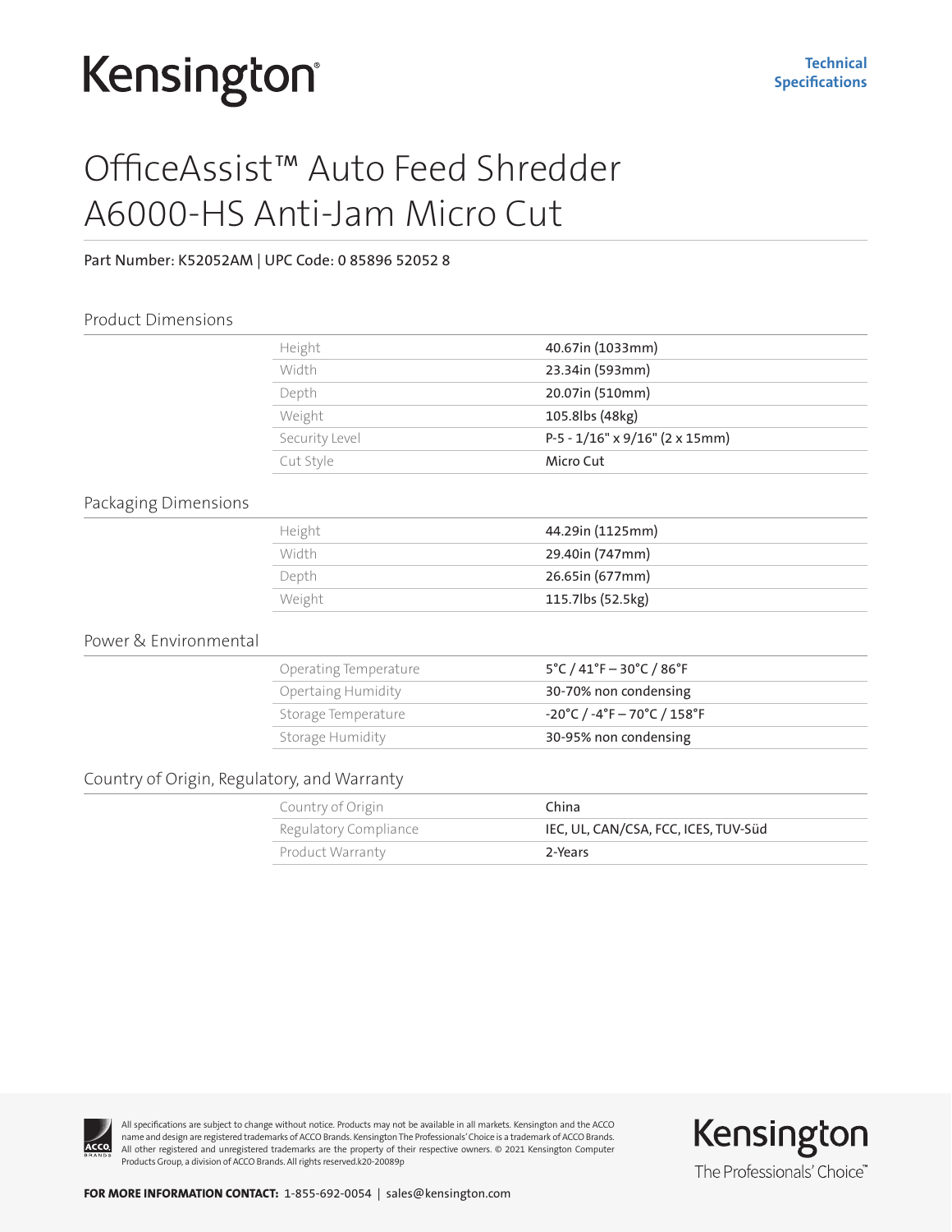Kensington

**Technical Specifications**

# OfficeAssist™ Auto Feed Shredder A6000-HS Anti-Jam Micro Cut

Part Number: K52052AM | UPC Code: 0 85896 52052 8

## Product Dimensions

| | |
|---|---|
| Height | 40.67in (1033mm) |
| Width | 23.34in (593mm) |
| Depth | 20.07in (510mm) |
| Weight | 105.8lbs (48kg) |
| Security Level | P-5 - 1/16" x 9/16" (2 x 15mm) |
| Cut Style | Micro Cut |

## Packaging Dimensions

| | |
|---|---|
| Height | 44.29in (1125mm) |
| Width | 29.40in (747mm) |
| Depth | 26.65in (677mm) |
| Weight | 115.7lbs (52.5kg) |

## Power & Environmental

| | |
|---|---|
| Operating Temperature | 5°C / 41°F – 30°C / 86°F |
| Opertaing Humidity | 30-70% non condensing |
| Storage Temperature | -20°C / -4°F – 70°C / 158°F |
| Storage Humidity | 30-95% non condensing |

## Country of Origin, Regulatory, and Warranty

| | |
|---|---|
| Country of Origin | China |
| Regulatory Compliance | IEC, UL, CAN/CSA, FCC, ICES, TUV-Süd |
| Product Warranty | 2-Years |

All specifications are subject to change without notice. Products may not be available in all markets. Kensington and the ACCO name and design are registered trademarks of ACCO Brands. Kensington The Professionals' Choice is a trademark of ACCO Brands. All other registered and unregistered trademarks are the property of their respective owners. © 2021 Kensington Computer Products Group, a division of ACCO Brands. All rights reserved.k20-20089p

Kensington
The Professionals' Choice™

**FOR MORE INFORMATION CONTACT:** 1-855-692-0054 | sales@kensington.com